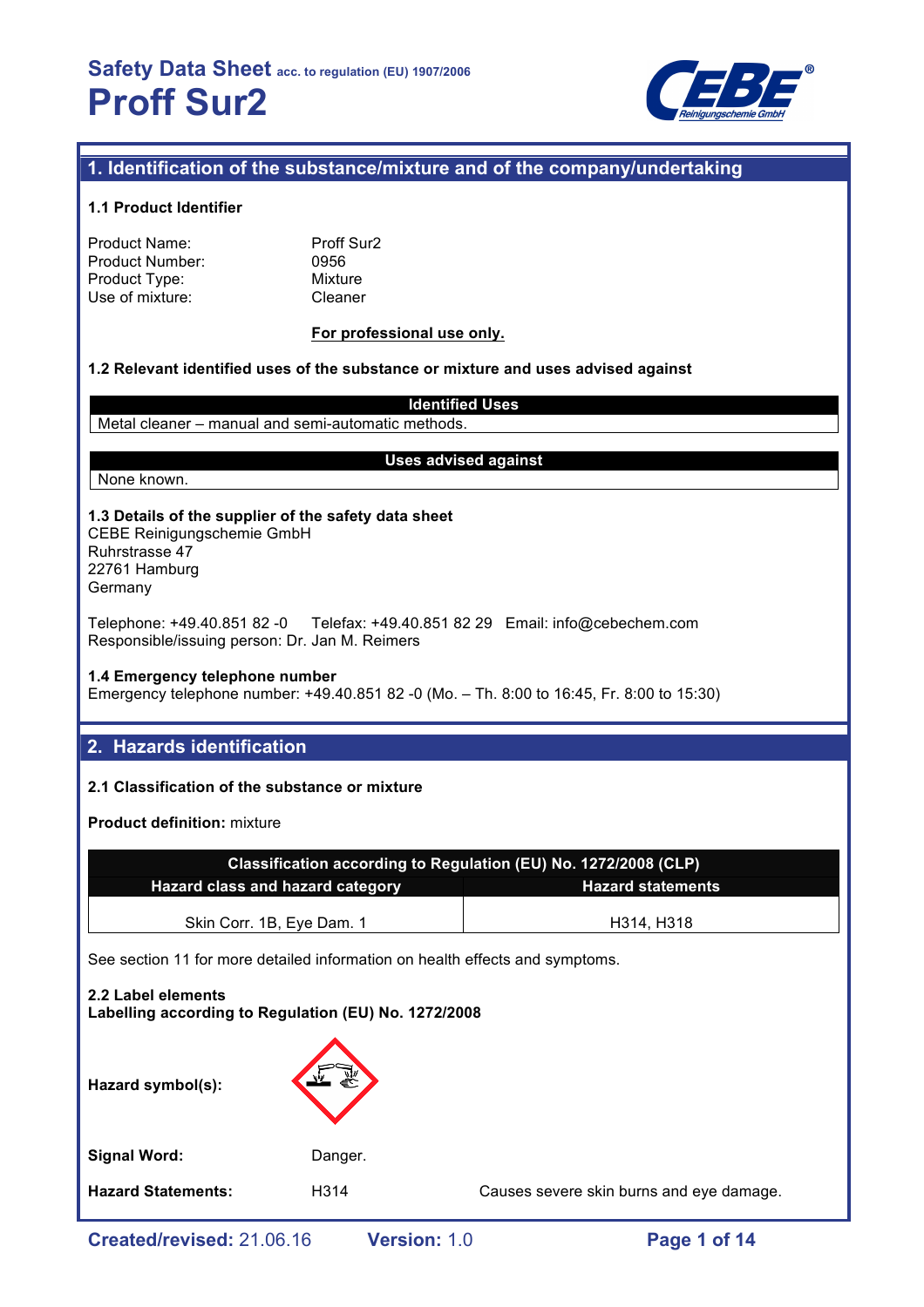# Safety Data Sheet acc. to regulation (EU) 1907/2006
# Proff Sur2

## 1. Identification of the substance/mixture and of the company/undertaking

### 1.1 Product Identifier

Product Name: Proff Sur2
Product Number: 0956
Product Type: Mixture
Use of mixture: Cleaner

**For professional use only.**

### 1.2 Relevant identified uses of the substance or mixture and uses advised against

| Identified Uses |
|---|
| Metal cleaner – manual and semi-automatic methods. |

| Uses advised against |
|---|
| None known. |

### 1.3 Details of the supplier of the safety data sheet

CEBE Reinigungschemie GmbH
Ruhrstrasse 47
22761 Hamburg
Germany

Telephone: +49.40.851 82 -0 Telefax: +49.40.851 82 29 Email: info@cebechem.com
Responsible/issuing person: Dr. Jan M. Reimers

### 1.4 Emergency telephone number

Emergency telephone number: +49.40.851 82 -0 (Mo. – Th. 8:00 to 16:45, Fr. 8:00 to 15:30)

## 2. Hazards identification

### 2.1 Classification of the substance or mixture

**Product definition:** mixture

| Classification according to Regulation (EU) No. 1272/2008 (CLP) | |
|---|---|
| **Hazard class and hazard category** | **Hazard statements** |
| Skin Corr. 1B, Eye Dam. 1 | H314, H318 |

See section 11 for more detailed information on health effects and symptoms.

### 2.2 Label elements

**Labelling according to Regulation (EU) No. 1272/2008**

**Hazard symbol(s):**

**Signal Word:** Danger.

**Hazard Statements:** H314 Causes severe skin burns and eye damage.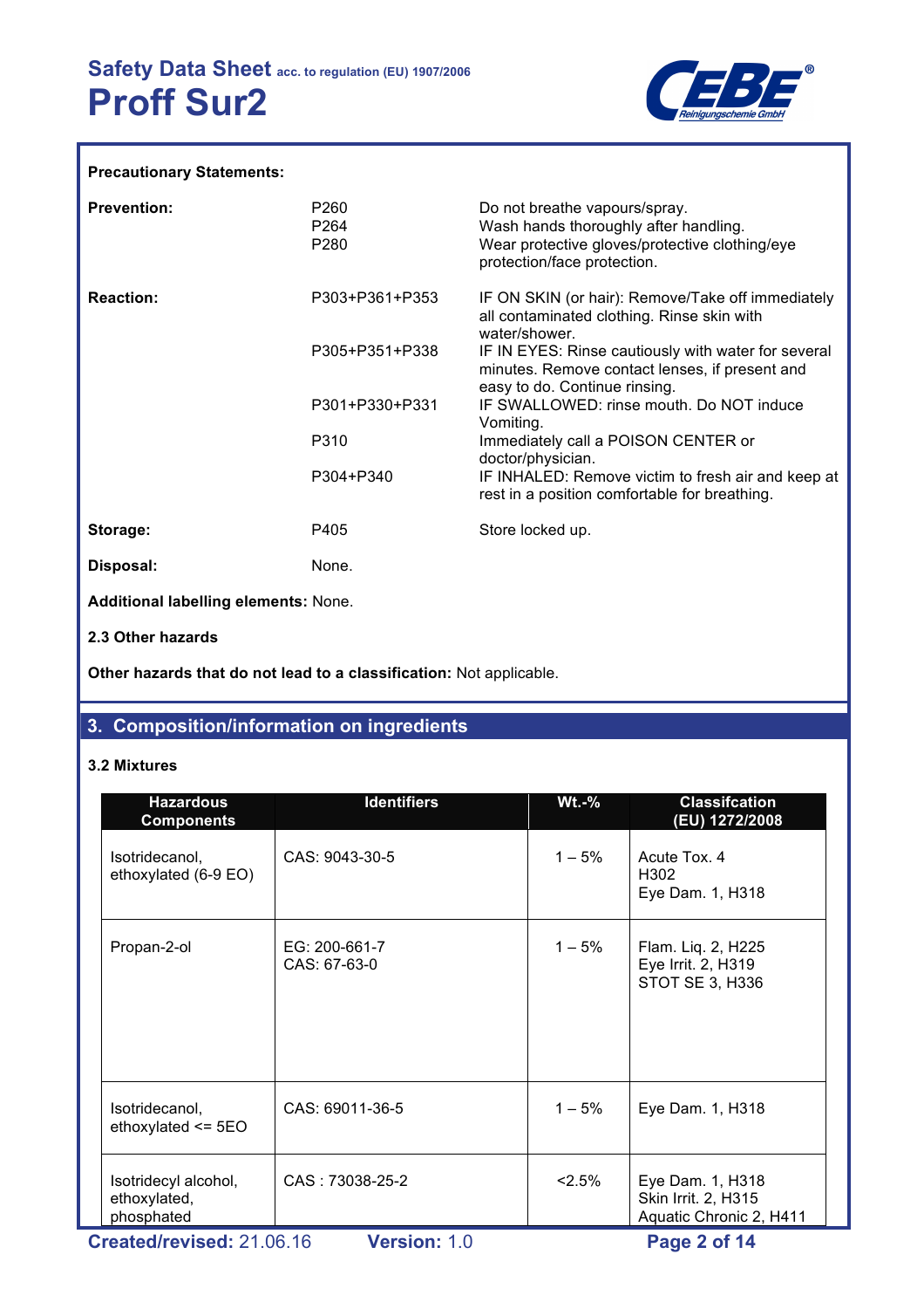**Precautionary Statements:**

| | | |
|---|---|---|
| **Prevention:** | P260<br>P264<br>P280 | Do not breathe vapours/spray.<br>Wash hands thoroughly after handling.<br>Wear protective gloves/protective clothing/eye protection/face protection. |
| **Reaction:** | P303+P361+P353 | IF ON SKIN (or hair): Remove/Take off immediately all contaminated clothing. Rinse skin with water/shower. |
| | P305+P351+P338 | IF IN EYES: Rinse cautiously with water for several minutes. Remove contact lenses, if present and easy to do. Continue rinsing. |
| | P301+P330+P331 | IF SWALLOWED: rinse mouth. Do NOT induce Vomiting. |
| | P310 | Immediately call a POISON CENTER or doctor/physician. |
| | P304+P340 | IF INHALED: Remove victim to fresh air and keep at rest in a position comfortable for breathing. |
| **Storage:** | P405 | Store locked up. |
| **Disposal:** | None. | |

**Additional labelling elements:** None.

**2.3 Other hazards**

**Other hazards that do not lead to a classification:** Not applicable.

## 3. Composition/information on ingredients

**3.2 Mixtures**

| Hazardous Components | Identifiers | Wt.-% | Classifcation (EU) 1272/2008 |
|---|---|---|---|
| Isotridecanol, ethoxylated (6-9 EO) | CAS: 9043-30-5 | 1 – 5% | Acute Tox. 4 H302<br>Eye Dam. 1, H318 |
| Propan-2-ol | EG: 200-661-7<br>CAS: 67-63-0 | 1 – 5% | Flam. Liq. 2, H225<br>Eye Irrit. 2, H319<br>STOT SE 3, H336 |
| Isotridecanol, ethoxylated <= 5EO | CAS: 69011-36-5 | 1 – 5% | Eye Dam. 1, H318 |
| Isotridecyl alcohol, ethoxylated, phosphated | CAS : 73038-25-2 | <2.5% | Eye Dam. 1, H318<br>Skin Irrit. 2, H315<br>Aquatic Chronic 2, H411 |

**Created/revised:** 21.06.16 **Version:** 1.0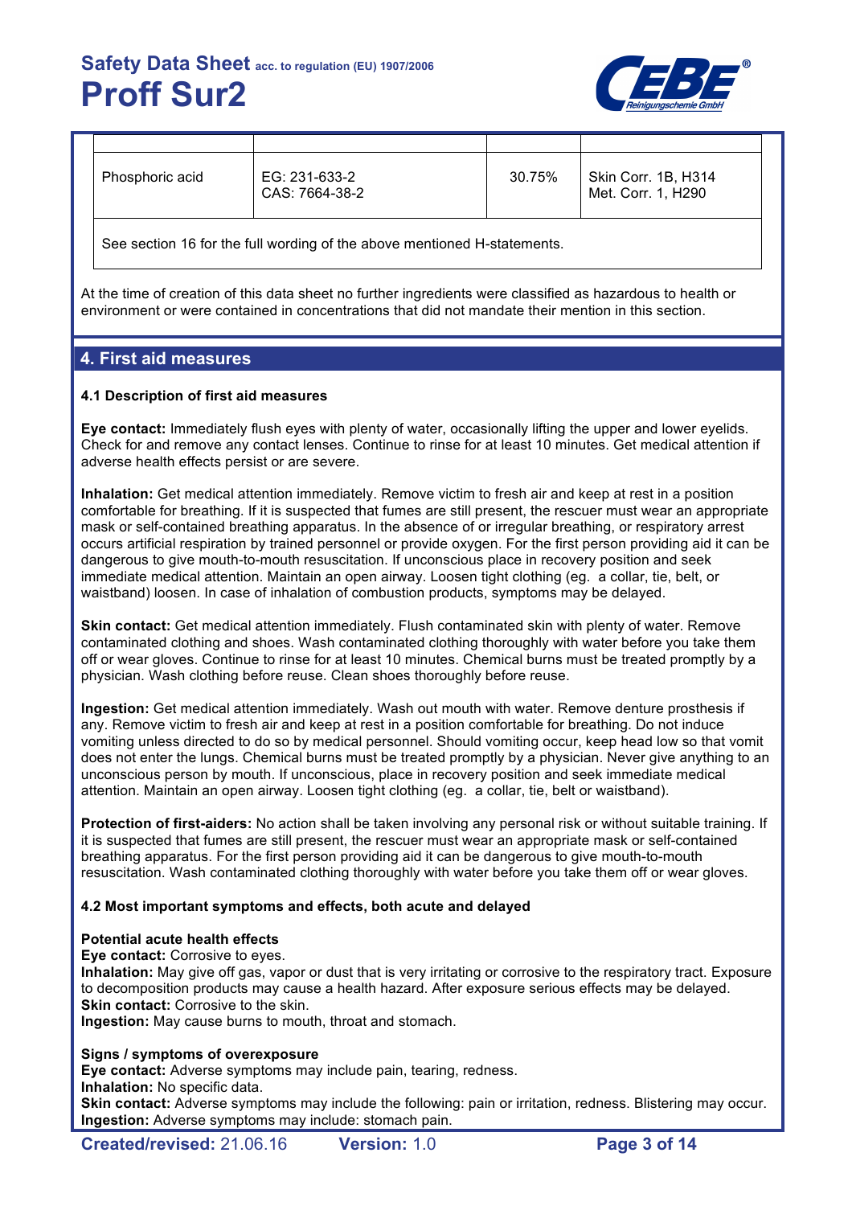| | | | |
|---|---|---|---|
| Phosphoric acid | EG: 231-633-2<br>CAS: 7664-38-2 | 30.75% | Skin Corr. 1B, H314<br>Met. Corr. 1, H290 |
| See section 16 for the full wording of the above mentioned H-statements. | | | |

At the time of creation of this data sheet no further ingredients were classified as hazardous to health or environment or were contained in concentrations that did not mandate their mention in this section.

## 4. First aid measures

### 4.1 Description of first aid measures

**Eye contact:** Immediately flush eyes with plenty of water, occasionally lifting the upper and lower eyelids. Check for and remove any contact lenses. Continue to rinse for at least 10 minutes. Get medical attention if adverse health effects persist or are severe.

**Inhalation:** Get medical attention immediately. Remove victim to fresh air and keep at rest in a position comfortable for breathing. If it is suspected that fumes are still present, the rescuer must wear an appropriate mask or self-contained breathing apparatus. In the absence of or irregular breathing, or respiratory arrest occurs artificial respiration by trained personnel or provide oxygen. For the first person providing aid it can be dangerous to give mouth-to-mouth resuscitation. If unconscious place in recovery position and seek immediate medical attention. Maintain an open airway. Loosen tight clothing (eg. a collar, tie, belt, or waistband) loosen. In case of inhalation of combustion products, symptoms may be delayed.

**Skin contact:** Get medical attention immediately. Flush contaminated skin with plenty of water. Remove contaminated clothing and shoes. Wash contaminated clothing thoroughly with water before you take them off or wear gloves. Continue to rinse for at least 10 minutes. Chemical burns must be treated promptly by a physician. Wash clothing before reuse. Clean shoes thoroughly before reuse.

**Ingestion:** Get medical attention immediately. Wash out mouth with water. Remove denture prosthesis if any. Remove victim to fresh air and keep at rest in a position comfortable for breathing. Do not induce vomiting unless directed to do so by medical personnel. Should vomiting occur, keep head low so that vomit does not enter the lungs. Chemical burns must be treated promptly by a physician. Never give anything to an unconscious person by mouth. If unconscious, place in recovery position and seek immediate medical attention. Maintain an open airway. Loosen tight clothing (eg. a collar, tie, belt or waistband).

**Protection of first-aiders:** No action shall be taken involving any personal risk or without suitable training. If it is suspected that fumes are still present, the rescuer must wear an appropriate mask or self-contained breathing apparatus. For the first person providing aid it can be dangerous to give mouth-to-mouth resuscitation. Wash contaminated clothing thoroughly with water before you take them off or wear gloves.

### 4.2 Most important symptoms and effects, both acute and delayed

**Potential acute health effects**
**Eye contact:** Corrosive to eyes.
**Inhalation:** May give off gas, vapor or dust that is very irritating or corrosive to the respiratory tract. Exposure to decomposition products may cause a health hazard. After exposure serious effects may be delayed.
**Skin contact:** Corrosive to the skin.
**Ingestion:** May cause burns to mouth, throat and stomach.

**Signs / symptoms of overexposure**
**Eye contact:** Adverse symptoms may include pain, tearing, redness.
**Inhalation:** No specific data.
**Skin contact:** Adverse symptoms may include the following: pain or irritation, redness. Blistering may occur.
**Ingestion:** Adverse symptoms may include: stomach pain.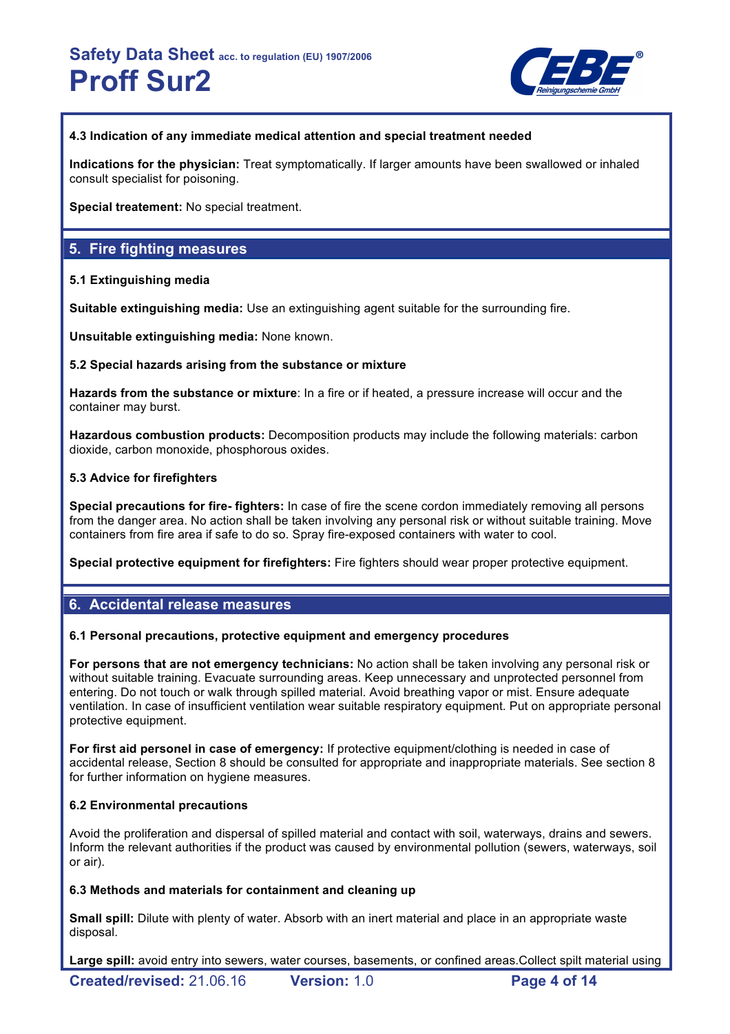#### 4.3 Indication of any immediate medical attention and special treatment needed

**Indications for the physician:** Treat symptomatically. If larger amounts have been swallowed or inhaled consult specialist for poisoning.

**Special treatement:** No special treatment.

## 5. Fire fighting measures

#### 5.1 Extinguishing media

**Suitable extinguishing media:** Use an extinguishing agent suitable for the surrounding fire.

**Unsuitable extinguishing media:** None known.

#### 5.2 Special hazards arising from the substance or mixture

**Hazards from the substance or mixture**: In a fire or if heated, a pressure increase will occur and the container may burst.

**Hazardous combustion products:** Decomposition products may include the following materials: carbon dioxide, carbon monoxide, phosphorous oxides.

#### 5.3 Advice for firefighters

**Special precautions for fire- fighters:** In case of fire the scene cordon immediately removing all persons from the danger area. No action shall be taken involving any personal risk or without suitable training. Move containers from fire area if safe to do so. Spray fire-exposed containers with water to cool.

**Special protective equipment for firefighters:** Fire fighters should wear proper protective equipment.

## 6. Accidental release measures

#### 6.1 Personal precautions, protective equipment and emergency procedures

**For persons that are not emergency technicians:** No action shall be taken involving any personal risk or without suitable training. Evacuate surrounding areas. Keep unnecessary and unprotected personnel from entering. Do not touch or walk through spilled material. Avoid breathing vapor or mist. Ensure adequate ventilation. In case of insufficient ventilation wear suitable respiratory equipment. Put on appropriate personal protective equipment.

**For first aid personel in case of emergency:** If protective equipment/clothing is needed in case of accidental release, Section 8 should be consulted for appropriate and inappropriate materials. See section 8 for further information on hygiene measures.

#### 6.2 Environmental precautions

Avoid the proliferation and dispersal of spilled material and contact with soil, waterways, drains and sewers. Inform the relevant authorities if the product was caused by environmental pollution (sewers, waterways, soil or air).

#### 6.3 Methods and materials for containment and cleaning up

**Small spill:** Dilute with plenty of water. Absorb with an inert material and place in an appropriate waste disposal.

**Large spill:** avoid entry into sewers, water courses, basements, or confined areas.Collect spilt material using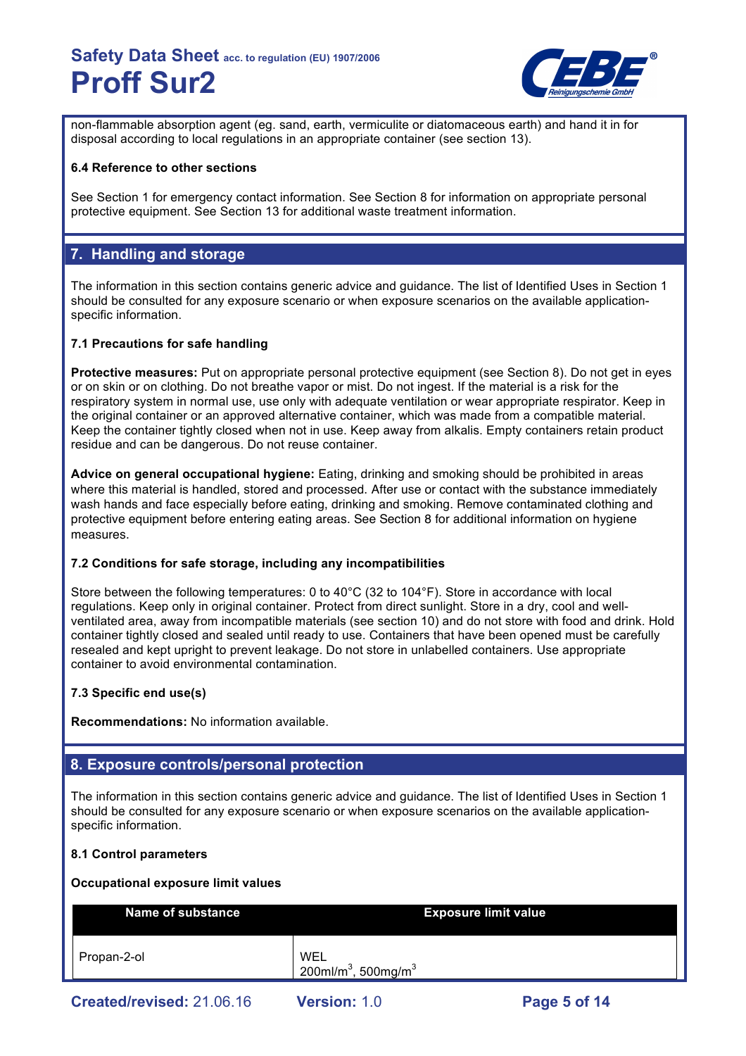non-flammable absorption agent (eg. sand, earth, vermiculite or diatomaceous earth) and hand it in for disposal according to local regulations in an appropriate container (see section 13).

### 6.4 Reference to other sections

See Section 1 for emergency contact information. See Section 8 for information on appropriate personal protective equipment. See Section 13 for additional waste treatment information.

## 7. Handling and storage

The information in this section contains generic advice and guidance. The list of Identified Uses in Section 1 should be consulted for any exposure scenario or when exposure scenarios on the available application-specific information.

### 7.1 Precautions for safe handling

**Protective measures:** Put on appropriate personal protective equipment (see Section 8). Do not get in eyes or on skin or on clothing. Do not breathe vapor or mist. Do not ingest. If the material is a risk for the respiratory system in normal use, use only with adequate ventilation or wear appropriate respirator. Keep in the original container or an approved alternative container, which was made from a compatible material. Keep the container tightly closed when not in use. Keep away from alkalis. Empty containers retain product residue and can be dangerous. Do not reuse container.

**Advice on general occupational hygiene:** Eating, drinking and smoking should be prohibited in areas where this material is handled, stored and processed. After use or contact with the substance immediately wash hands and face especially before eating, drinking and smoking. Remove contaminated clothing and protective equipment before entering eating areas. See Section 8 for additional information on hygiene measures.

### 7.2 Conditions for safe storage, including any incompatibilities

Store between the following temperatures: 0 to 40°C (32 to 104°F). Store in accordance with local regulations. Keep only in original container. Protect from direct sunlight. Store in a dry, cool and well-ventilated area, away from incompatible materials (see section 10) and do not store with food and drink. Hold container tightly closed and sealed until ready to use. Containers that have been opened must be carefully resealed and kept upright to prevent leakage. Do not store in unlabelled containers. Use appropriate container to avoid environmental contamination.

### 7.3 Specific end use(s)

**Recommendations:** No information available.

## 8. Exposure controls/personal protection

The information in this section contains generic advice and guidance. The list of Identified Uses in Section 1 should be consulted for any exposure scenario or when exposure scenarios on the available application-specific information.

### 8.1 Control parameters

**Occupational exposure limit values**

| Name of substance | Exposure limit value |
|---|---|
| Propan-2-ol | WEL<br>200ml/m$^3$, 500mg/m$^3$ |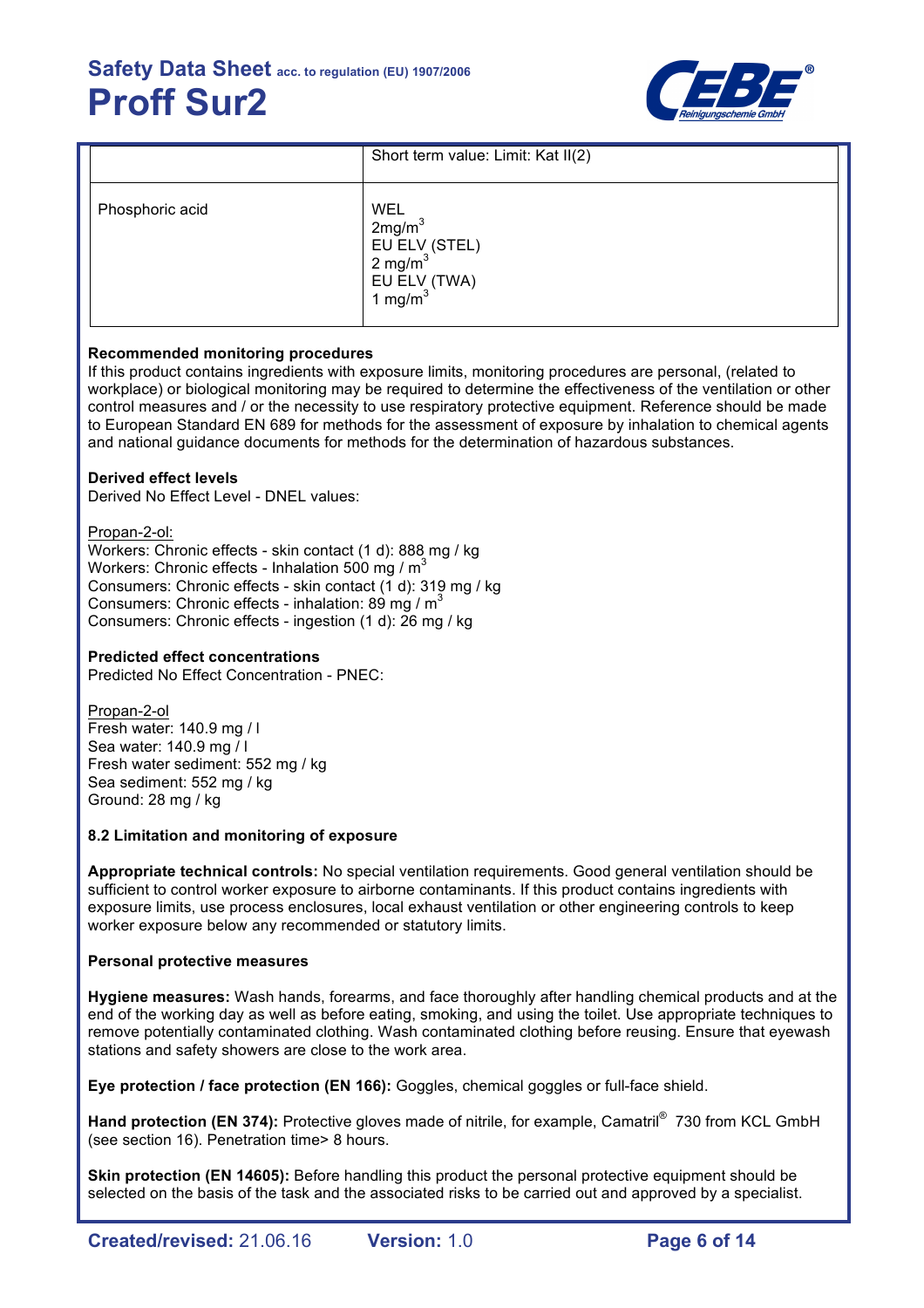| | |
|---|---|
| | Short term value: Limit: Kat II(2) |
| Phosphoric acid | WEL<br>2mg/m$^3$<br>EU ELV (STEL)<br>2 mg/m$^3$<br>EU ELV (TWA)<br>1 mg/m$^3$ |

**Recommended monitoring procedures**
If this product contains ingredients with exposure limits, monitoring procedures are personal, (related to workplace) or biological monitoring may be required to determine the effectiveness of the ventilation or other control measures and / or the necessity to use respiratory protective equipment. Reference should be made to European Standard EN 689 for methods for the assessment of exposure by inhalation to chemical agents and national guidance documents for methods for the determination of hazardous substances.

**Derived effect levels**
Derived No Effect Level - DNEL values:

Propan-2-ol:
Workers: Chronic effects - skin contact (1 d): 888 mg / kg
Workers: Chronic effects - Inhalation 500 mg / m$^3$
Consumers: Chronic effects - skin contact (1 d): 319 mg / kg
Consumers: Chronic effects - inhalation: 89 mg / m$^3$
Consumers: Chronic effects - ingestion (1 d): 26 mg / kg

**Predicted effect concentrations**
Predicted No Effect Concentration - PNEC:

Propan-2-ol
Fresh water: 140.9 mg / l
Sea water: 140.9 mg / l
Fresh water sediment: 552 mg / kg
Sea sediment: 552 mg / kg
Ground: 28 mg / kg

**8.2 Limitation and monitoring of exposure**

**Appropriate technical controls:** No special ventilation requirements. Good general ventilation should be sufficient to control worker exposure to airborne contaminants. If this product contains ingredients with exposure limits, use process enclosures, local exhaust ventilation or other engineering controls to keep worker exposure below any recommended or statutory limits.

**Personal protective measures**

**Hygiene measures:** Wash hands, forearms, and face thoroughly after handling chemical products and at the end of the working day as well as before eating, smoking, and using the toilet. Use appropriate techniques to remove potentially contaminated clothing. Wash contaminated clothing before reusing. Ensure that eyewash stations and safety showers are close to the work area.

**Eye protection / face protection (EN 166):** Goggles, chemical goggles or full-face shield.

**Hand protection (EN 374):** Protective gloves made of nitrile, for example, Camatril® 730 from KCL GmbH (see section 16). Penetration time> 8 hours.

**Skin protection (EN 14605):** Before handling this product the personal protective equipment should be selected on the basis of the task and the associated risks to be carried out and approved by a specialist.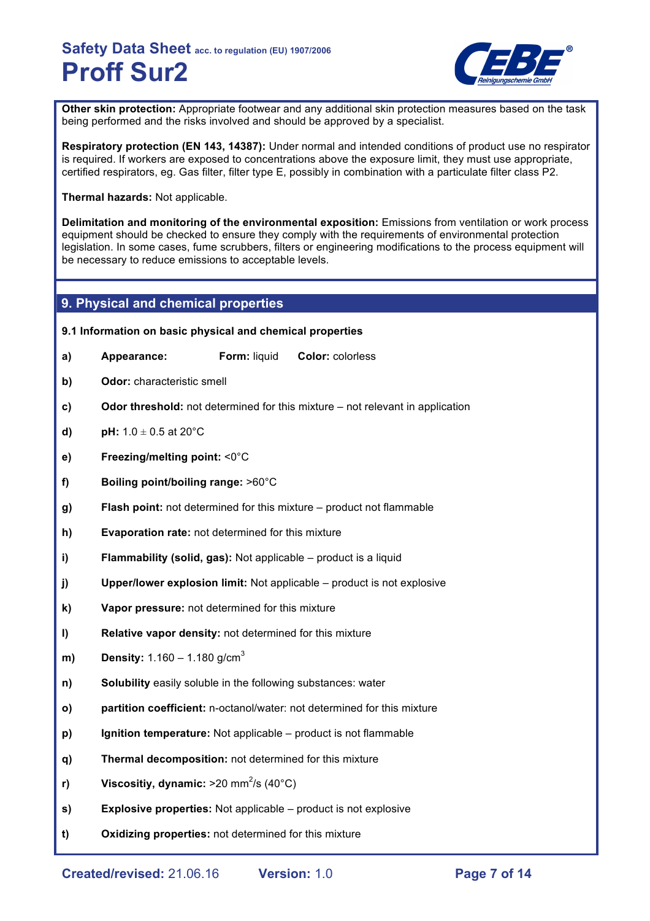**Other skin protection:** Appropriate footwear and any additional skin protection measures based on the task being performed and the risks involved and should be approved by a specialist.

**Respiratory protection (EN 143, 14387):** Under normal and intended conditions of product use no respirator is required. If workers are exposed to concentrations above the exposure limit, they must use appropriate, certified respirators, eg. Gas filter, filter type E, possibly in combination with a particulate filter class P2.

**Thermal hazards:** Not applicable.

**Delimitation and monitoring of the environmental exposition:** Emissions from ventilation or work process equipment should be checked to ensure they comply with the requirements of environmental protection legislation. In some cases, fume scrubbers, filters or engineering modifications to the process equipment will be necessary to reduce emissions to acceptable levels.

## 9. Physical and chemical properties

### 9.1 Information on basic physical and chemical properties

- **a)** **Appearance:** **Form:** liquid **Color:** colorless
- **b)** **Odor:** characteristic smell
- **c)** **Odor threshold:** not determined for this mixture – not relevant in application
- **d)** **pH:** 1.0 ± 0.5 at 20°C
- **e)** **Freezing/melting point:** <0°C
- **f)** **Boiling point/boiling range:** >60°C
- **g)** **Flash point:** not determined for this mixture – product not flammable
- **h)** **Evaporation rate:** not determined for this mixture
- **i)** **Flammability (solid, gas):** Not applicable – product is a liquid
- **j)** **Upper/lower explosion limit:** Not applicable – product is not explosive
- **k)** **Vapor pressure:** not determined for this mixture
- **l)** **Relative vapor density:** not determined for this mixture
- **m)** **Density:** 1.160 – 1.180 g/cm$^3$
- **n)** **Solubility** easily soluble in the following substances: water
- **o)** **partition coefficient:** n-octanol/water: not determined for this mixture
- **p)** **Ignition temperature:** Not applicable – product is not flammable
- **q)** **Thermal decomposition:** not determined for this mixture
- **r)** **Viscositiy, dynamic:** >20 mm$^2$/s (40°C)
- **s)** **Explosive properties:** Not applicable – product is not explosive
- **t)** **Oxidizing properties:** not determined for this mixture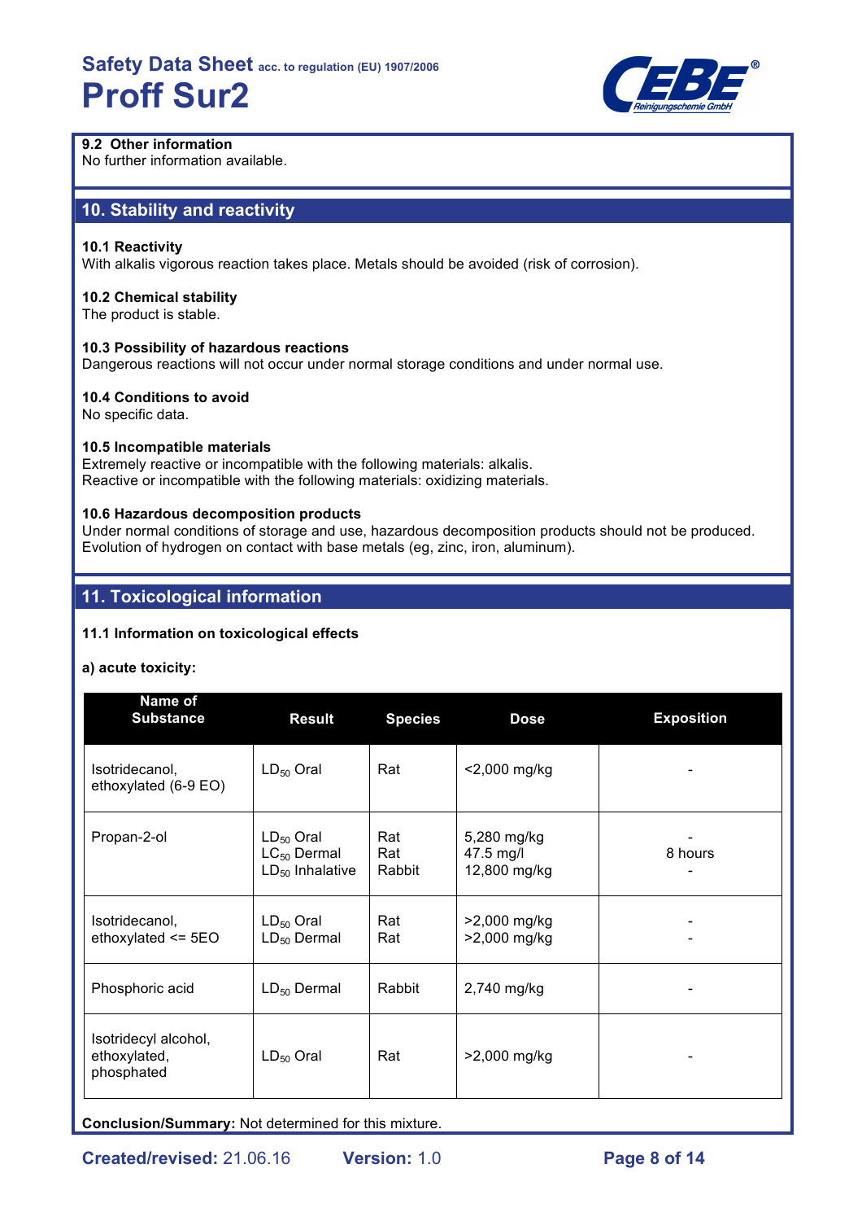### 9.2 Other information

No further information available.

## 10. Stability and reactivity

### 10.1 Reactivity

With alkalis vigorous reaction takes place. Metals should be avoided (risk of corrosion).

### 10.2 Chemical stability

The product is stable.

### 10.3 Possibility of hazardous reactions

Dangerous reactions will not occur under normal storage conditions and under normal use.

### 10.4 Conditions to avoid

No specific data.

### 10.5 Incompatible materials

Extremely reactive or incompatible with the following materials: alkalis.
Reactive or incompatible with the following materials: oxidizing materials.

### 10.6 Hazardous decomposition products

Under normal conditions of storage and use, hazardous decomposition products should not be produced.
Evolution of hydrogen on contact with base metals (eg, zinc, iron, aluminum).

## 11. Toxicological information

### 11.1 Information on toxicological effects

**a) acute toxicity:**

| Name of Substance | Result | Species | Dose | Exposition |
|---|---|---|---|---|
| Isotridecanol, ethoxylated (6-9 EO) | $LD_{50}$ Oral | Rat | <2,000 mg/kg | - |
| Propan-2-ol | $LD_{50}$ Oral<br>$LC_{50}$ Dermal<br>$LD_{50}$ Inhalative | Rat<br>Rat<br>Rabbit | 5,280 mg/kg<br>47.5 mg/l<br>12,800 mg/kg | -<br>8 hours<br>- |
| Isotridecanol, ethoxylated <= 5EO | $LD_{50}$ Oral<br>$LD_{50}$ Dermal | Rat<br>Rat | >2,000 mg/kg<br>>2,000 mg/kg | -<br>- |
| Phosphoric acid | $LD_{50}$ Dermal | Rabbit | 2,740 mg/kg | - |
| Isotridecyl alcohol, ethoxylated, phosphated | $LD_{50}$ Oral | Rat | >2,000 mg/kg | - |

**Conclusion/Summary:** Not determined for this mixture.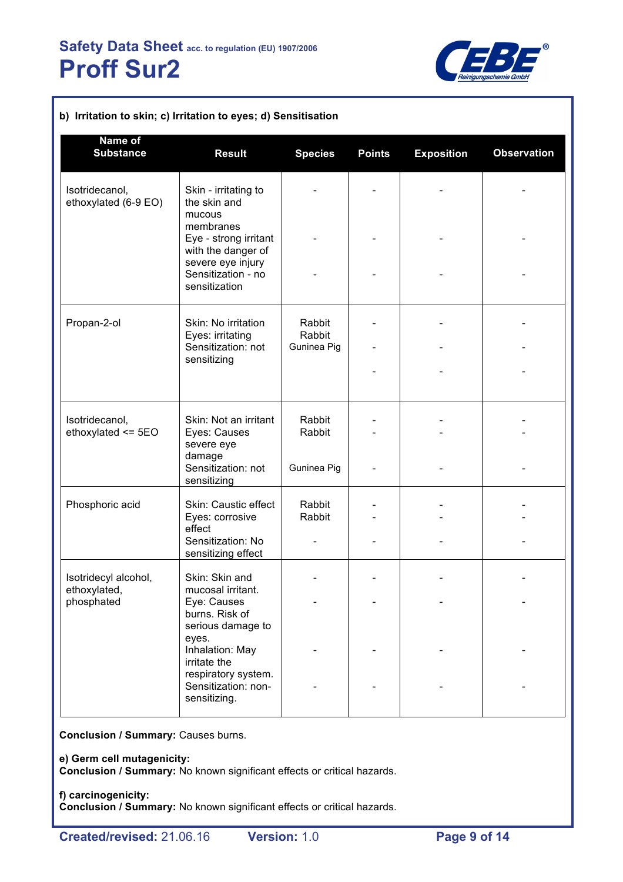**b) Irritation to skin; c) Irritation to eyes; d) Sensitisation**

| Name of Substance | Result | Species | Points | Exposition | Observation |
|---|---|---|---|---|---|
| Isotridecanol, ethoxylated (6-9 EO) | Skin - irritating to the skin and mucous membranes<br>Eye - strong irritant with the danger of severe eye injury<br>Sensitization - no sensitization | -<br>-<br>- | -<br>-<br>- | -<br>-<br>- | -<br>-<br>- |
| Propan-2-ol | Skin: No irritation<br>Eyes: irritating<br>Sensitization: not sensitizing | Rabbit<br>Rabbit<br>Guninea Pig | -<br>-<br>- | -<br>-<br>- | -<br>-<br>- |
| Isotridecanol, ethoxylated <= 5EO | Skin: Not an irritant<br>Eyes: Causes severe eye damage<br>Sensitization: not sensitizing | Rabbit<br>Rabbit<br>Guninea Pig | -<br>-<br>- | -<br>-<br>- | -<br>-<br>- |
| Phosphoric acid | Skin: Caustic effect<br>Eyes: corrosive effect<br>Sensitization: No sensitizing effect | Rabbit<br>Rabbit<br>- | -<br>-<br>- | -<br>-<br>- | -<br>-<br>- |
| Isotridecyl alcohol, ethoxylated, phosphated | Skin: Skin and mucosal irritant.<br>Eye: Causes burns. Risk of serious damage to eyes.<br>Inhalation: May irritate the respiratory system.<br>Sensitization: non-sensitizing. | -<br>-<br>-<br>- | -<br>-<br>-<br>- | -<br>-<br>-<br>- | -<br>-<br>-<br>- |

**Conclusion / Summary:** Causes burns.

**e) Germ cell mutagenicity:**
**Conclusion / Summary:** No known significant effects or critical hazards.

**f) carcinogenicity:**
**Conclusion / Summary:** No known significant effects or critical hazards.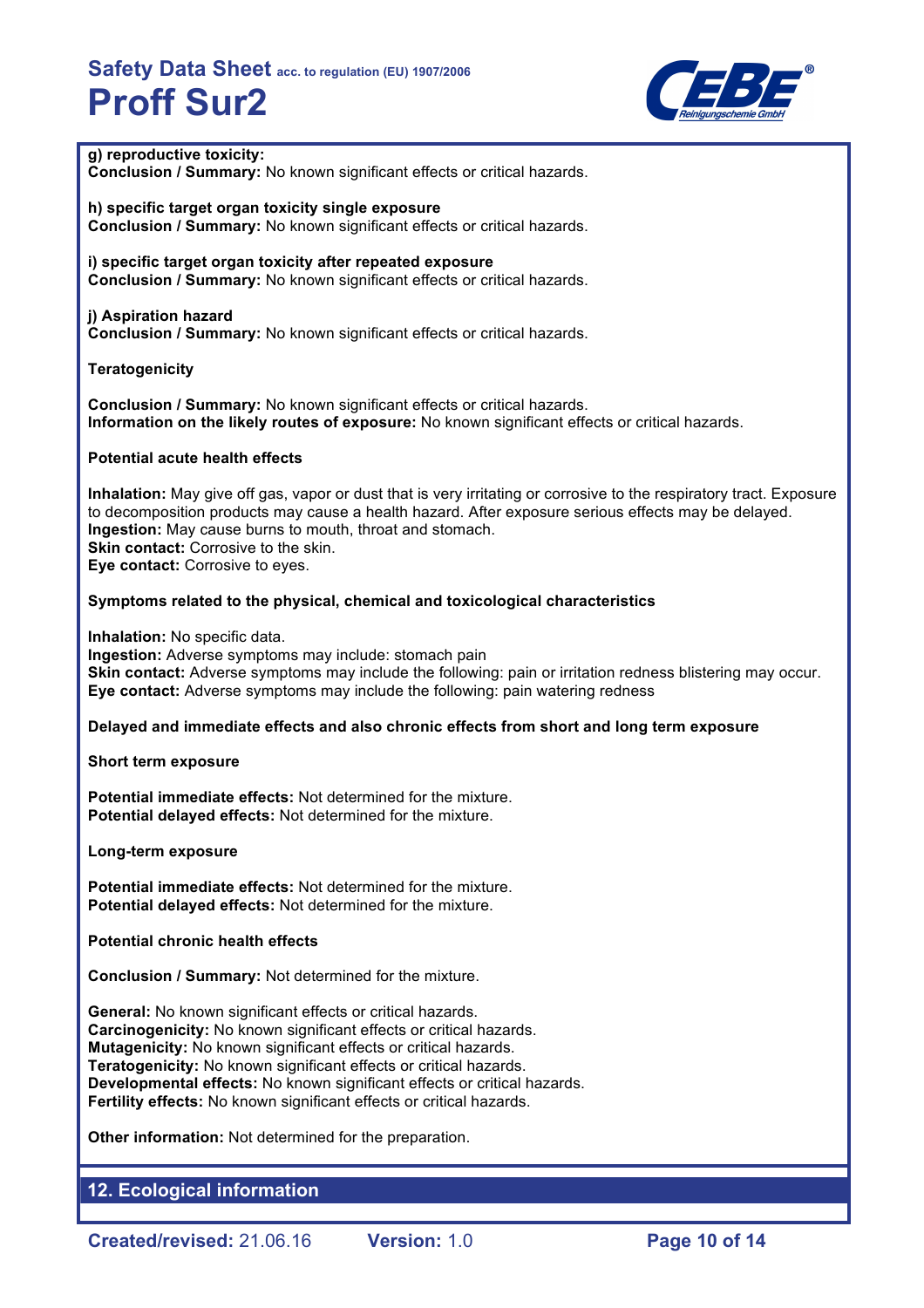**g) reproductive toxicity:**
**Conclusion / Summary:** No known significant effects or critical hazards.

**h) specific target organ toxicity single exposure**
**Conclusion / Summary:** No known significant effects or critical hazards.

**i) specific target organ toxicity after repeated exposure**
**Conclusion / Summary:** No known significant effects or critical hazards.

**j) Aspiration hazard**
**Conclusion / Summary:** No known significant effects or critical hazards.

**Teratogenicity**

**Conclusion / Summary:** No known significant effects or critical hazards.
**Information on the likely routes of exposure:** No known significant effects or critical hazards.

**Potential acute health effects**

**Inhalation:** May give off gas, vapor or dust that is very irritating or corrosive to the respiratory tract. Exposure to decomposition products may cause a health hazard. After exposure serious effects may be delayed.
**Ingestion:** May cause burns to mouth, throat and stomach.
**Skin contact:** Corrosive to the skin.
**Eye contact:** Corrosive to eyes.

**Symptoms related to the physical, chemical and toxicological characteristics**

**Inhalation:** No specific data.
**Ingestion:** Adverse symptoms may include: stomach pain
**Skin contact:** Adverse symptoms may include the following: pain or irritation redness blistering may occur.
**Eye contact:** Adverse symptoms may include the following: pain watering redness

**Delayed and immediate effects and also chronic effects from short and long term exposure**

**Short term exposure**

**Potential immediate effects:** Not determined for the mixture.
**Potential delayed effects:** Not determined for the mixture.

**Long-term exposure**

**Potential immediate effects:** Not determined for the mixture.
**Potential delayed effects:** Not determined for the mixture.

**Potential chronic health effects**

**Conclusion / Summary:** Not determined for the mixture.

**General:** No known significant effects or critical hazards.
**Carcinogenicity:** No known significant effects or critical hazards.
**Mutagenicity:** No known significant effects or critical hazards.
**Teratogenicity:** No known significant effects or critical hazards.
**Developmental effects:** No known significant effects or critical hazards.
**Fertility effects:** No known significant effects or critical hazards.

**Other information:** Not determined for the preparation.

## 12. Ecological information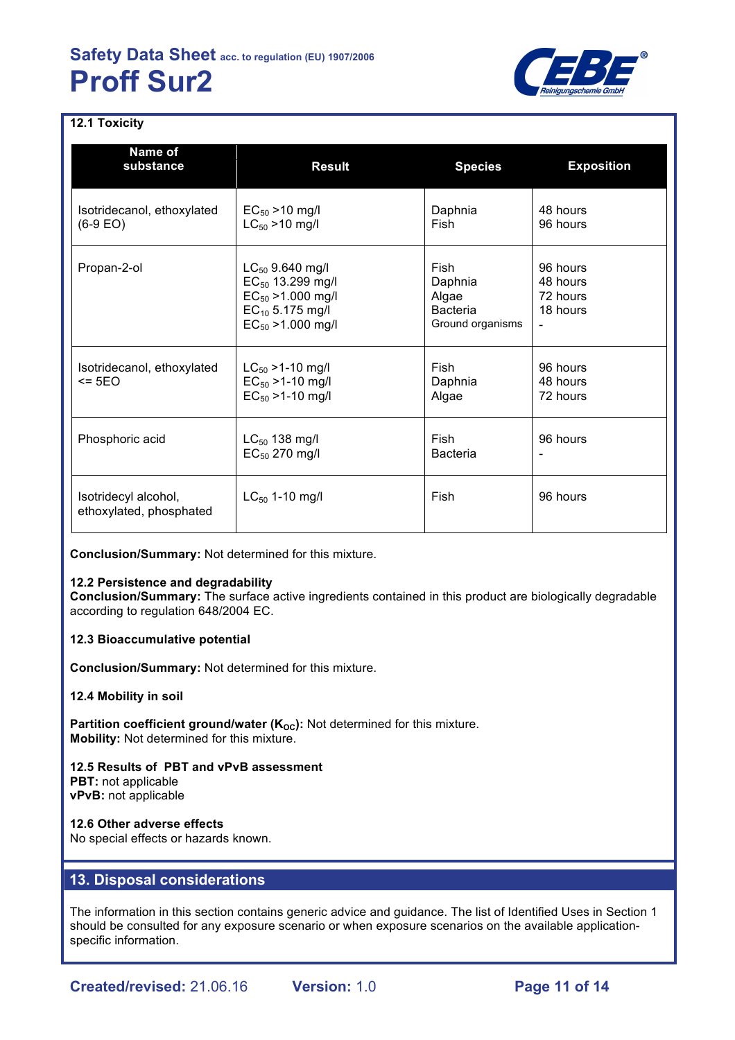### 12.1 Toxicity

| Name of substance | Result | Species | Exposition |
|---|---|---|---|
| Isotridecanol, ethoxylated (6-9 EO) | $EC_{50}$ >10 mg/l<br>$LC_{50}$ >10 mg/l | Daphnia<br>Fish | 48 hours<br>96 hours |
| Propan-2-ol | $LC_{50}$ 9.640 mg/l<br>$EC_{50}$ 13.299 mg/l<br>$EC_{50}$ >1.000 mg/l<br>$EC_{10}$ 5.175 mg/l<br>$EC_{50}$ >1.000 mg/l | Fish<br>Daphnia<br>Algae<br>Bacteria<br>Ground organisms | 96 hours<br>48 hours<br>72 hours<br>18 hours<br>- |
| Isotridecanol, ethoxylated <= 5EO | $LC_{50}$ >1-10 mg/l<br>$EC_{50}$ >1-10 mg/l<br>$EC_{50}$ >1-10 mg/l | Fish<br>Daphnia<br>Algae | 96 hours<br>48 hours<br>72 hours |
| Phosphoric acid | $LC_{50}$ 138 mg/l<br>$EC_{50}$ 270 mg/l | Fish<br>Bacteria | 96 hours<br>- |
| Isotridecyl alcohol, ethoxylated, phosphated | $LC_{50}$ 1-10 mg/l | Fish | 96 hours |

**Conclusion/Summary:** Not determined for this mixture.

### 12.2 Persistence and degradability

**Conclusion/Summary:** The surface active ingredients contained in this product are biologically degradable according to regulation 648/2004 EC.

### 12.3 Bioaccumulative potential

**Conclusion/Summary:** Not determined for this mixture.

### 12.4 Mobility in soil

**Partition coefficient ground/water ($K_{OC}$):** Not determined for this mixture.
**Mobility:** Not determined for this mixture.

### 12.5 Results of PBT and vPvB assessment

**PBT:** not applicable
**vPvB:** not applicable

### 12.6 Other adverse effects

No special effects or hazards known.

## 13. Disposal considerations

The information in this section contains generic advice and guidance. The list of Identified Uses in Section 1 should be consulted for any exposure scenario or when exposure scenarios on the available application-specific information.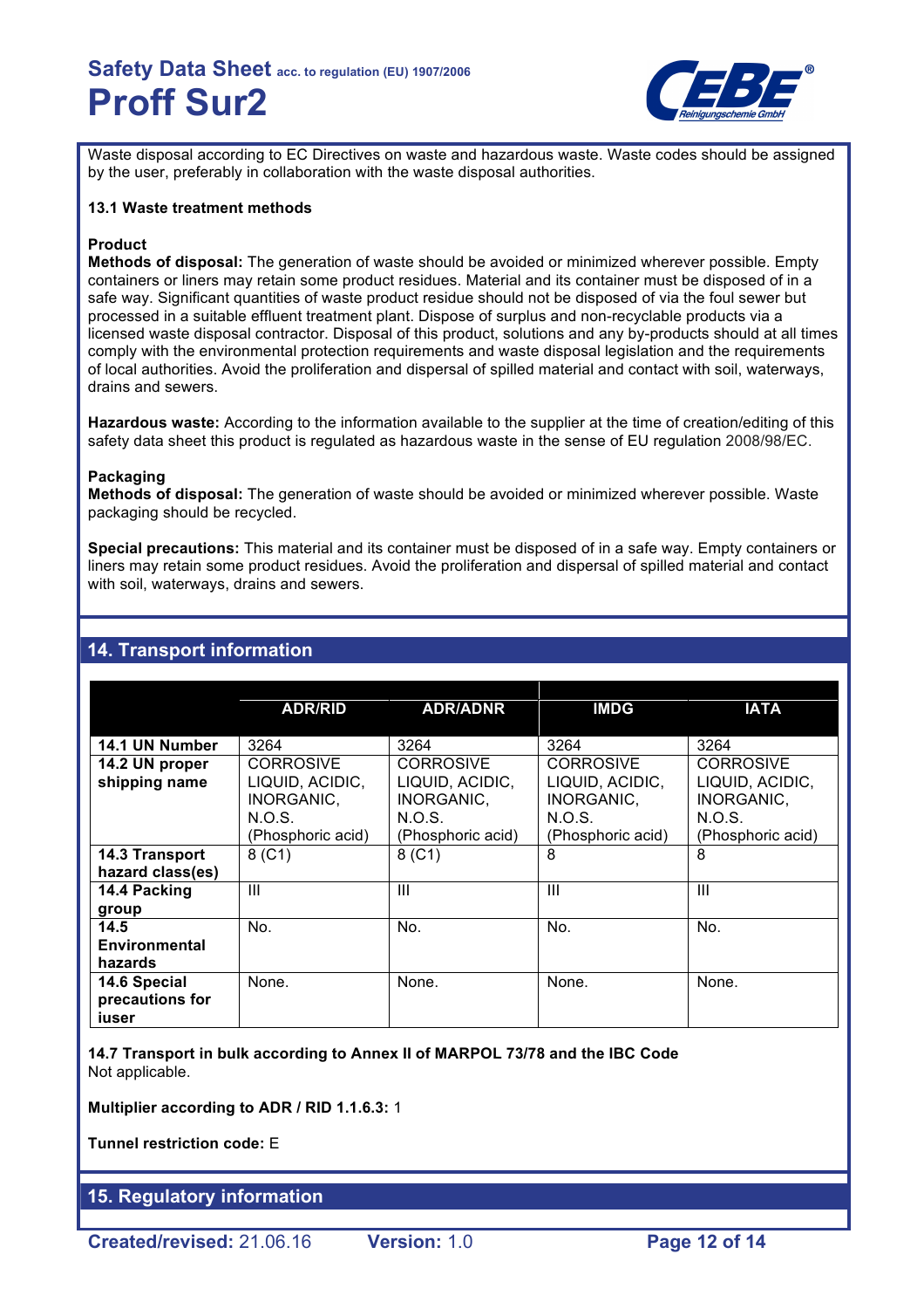Waste disposal according to EC Directives on waste and hazardous waste. Waste codes should be assigned by the user, preferably in collaboration with the waste disposal authorities.

### 13.1 Waste treatment methods

**Product**

**Methods of disposal:** The generation of waste should be avoided or minimized wherever possible. Empty containers or liners may retain some product residues. Material and its container must be disposed of in a safe way. Significant quantities of waste product residue should not be disposed of via the foul sewer but processed in a suitable effluent treatment plant. Dispose of surplus and non-recyclable products via a licensed waste disposal contractor. Disposal of this product, solutions and any by-products should at all times comply with the environmental protection requirements and waste disposal legislation and the requirements of local authorities. Avoid the proliferation and dispersal of spilled material and contact with soil, waterways, drains and sewers.

**Hazardous waste:** According to the information available to the supplier at the time of creation/editing of this safety data sheet this product is regulated as hazardous waste in the sense of EU regulation 2008/98/EC.

**Packaging**

**Methods of disposal:** The generation of waste should be avoided or minimized wherever possible. Waste packaging should be recycled.

**Special precautions:** This material and its container must be disposed of in a safe way. Empty containers or liners may retain some product residues. Avoid the proliferation and dispersal of spilled material and contact with soil, waterways, drains and sewers.

## 14. Transport information

| | ADR/RID | ADR/ADNR | IMDG | IATA |
|---|---|---|---|---|
| **14.1 UN Number** | 3264 | 3264 | 3264 | 3264 |
| **14.2 UN proper shipping name** | CORROSIVE LIQUID, ACIDIC, INORGANIC, N.O.S. (Phosphoric acid) | CORROSIVE LIQUID, ACIDIC, INORGANIC, N.O.S. (Phosphoric acid) | CORROSIVE LIQUID, ACIDIC, INORGANIC, N.O.S. (Phosphoric acid) | CORROSIVE LIQUID, ACIDIC, INORGANIC, N.O.S. (Phosphoric acid) |
| **14.3 Transport hazard class(es)** | 8 (C1) | 8 (C1) | 8 | 8 |
| **14.4 Packing group** | III | III | III | III |
| **14.5 Environmental hazards** | No. | No. | No. | No. |
| **14.6 Special precautions for iuser** | None. | None. | None. | None. |

**14.7 Transport in bulk according to Annex II of MARPOL 73/78 and the IBC Code**
Not applicable.

**Multiplier according to ADR / RID 1.1.6.3:** 1

**Tunnel restriction code:** E

## 15. Regulatory information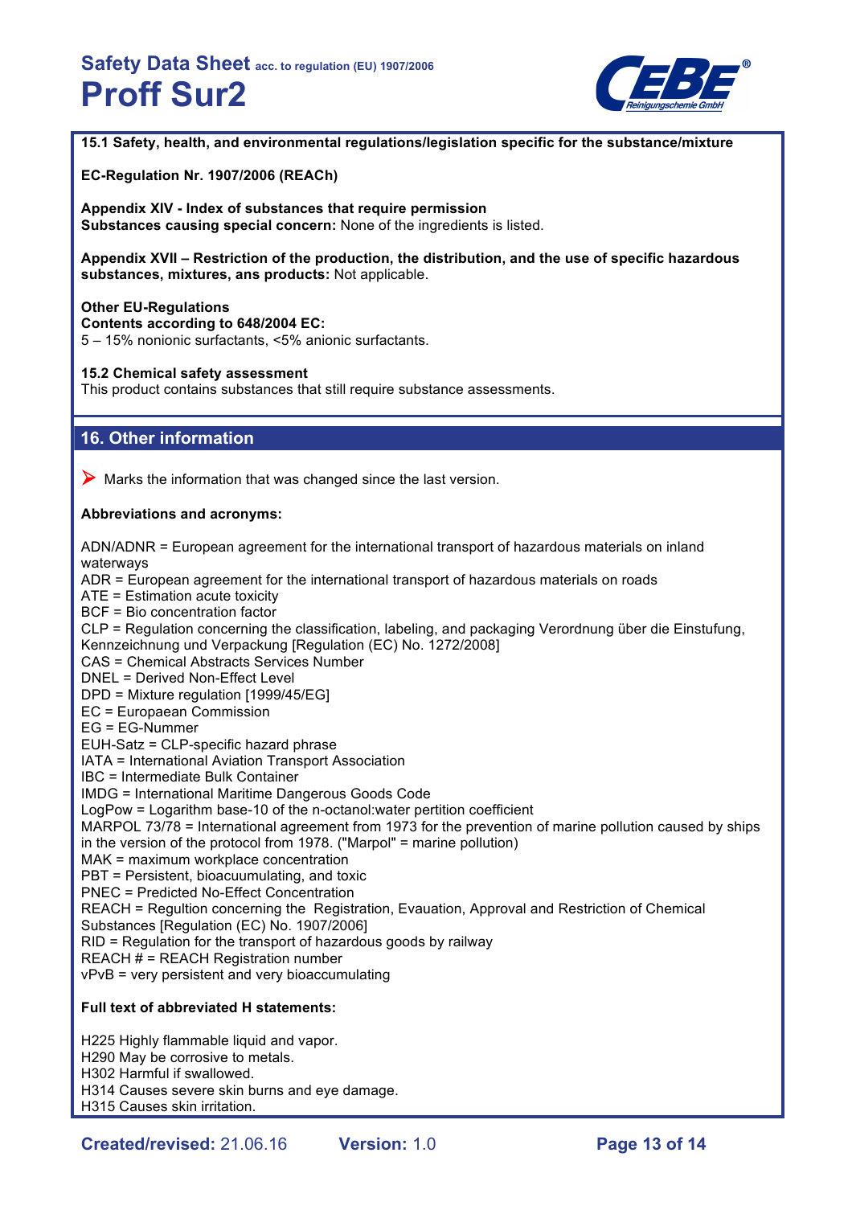**15.1 Safety, health, and environmental regulations/legislation specific for the substance/mixture**

**EC-Regulation Nr. 1907/2006 (REACh)**

**Appendix XIV - Index of substances that require permission**
**Substances causing special concern:** None of the ingredients is listed.

**Appendix XVII – Restriction of the production, the distribution, and the use of specific hazardous substances, mixtures, ans products:** Not applicable.

**Other EU-Regulations**
**Contents according to 648/2004 EC:**
5 – 15% nonionic surfactants, <5% anionic surfactants.

**15.2 Chemical safety assessment**
This product contains substances that still require substance assessments.

## 16. Other information

➤ Marks the information that was changed since the last version.

**Abbreviations and acronyms:**

ADN/ADNR = European agreement for the international transport of hazardous materials on inland waterways
ADR = European agreement for the international transport of hazardous materials on roads
ATE = Estimation acute toxicity
BCF = Bio concentration factor
CLP = Regulation concerning the classification, labeling, and packaging Verordnung über die Einstufung, Kennzeichnung und Verpackung [Regulation (EC) No. 1272/2008]
CAS = Chemical Abstracts Services Number
DNEL = Derived Non-Effect Level
DPD = Mixture regulation [1999/45/EG]
EC = Europaean Commission
EG = EG-Nummer
EUH-Satz = CLP-specific hazard phrase
IATA = International Aviation Transport Association
IBC = Intermediate Bulk Container
IMDG = International Maritime Dangerous Goods Code
LogPow = Logarithm base-10 of the n-octanol:water pertition coefficient
MARPOL 73/78 = International agreement from 1973 for the prevention of marine pollution caused by ships in the version of the protocol from 1978. ("Marpol" = marine pollution)
MAK = maximum workplace concentration
PBT = Persistent, bioacuumulating, and toxic
PNEC = Predicted No-Effect Concentration
REACH = Regultion concerning the Registration, Evauation, Approval and Restriction of Chemical Substances [Regulation (EC) No. 1907/2006]
RID = Regulation for the transport of hazardous goods by railway
REACH # = REACH Registration number
vPvB = very persistent and very bioaccumulating

**Full text of abbreviated H statements:**

H225 Highly flammable liquid and vapor.
H290 May be corrosive to metals.
H302 Harmful if swallowed.
H314 Causes severe skin burns and eye damage.
H315 Causes skin irritation.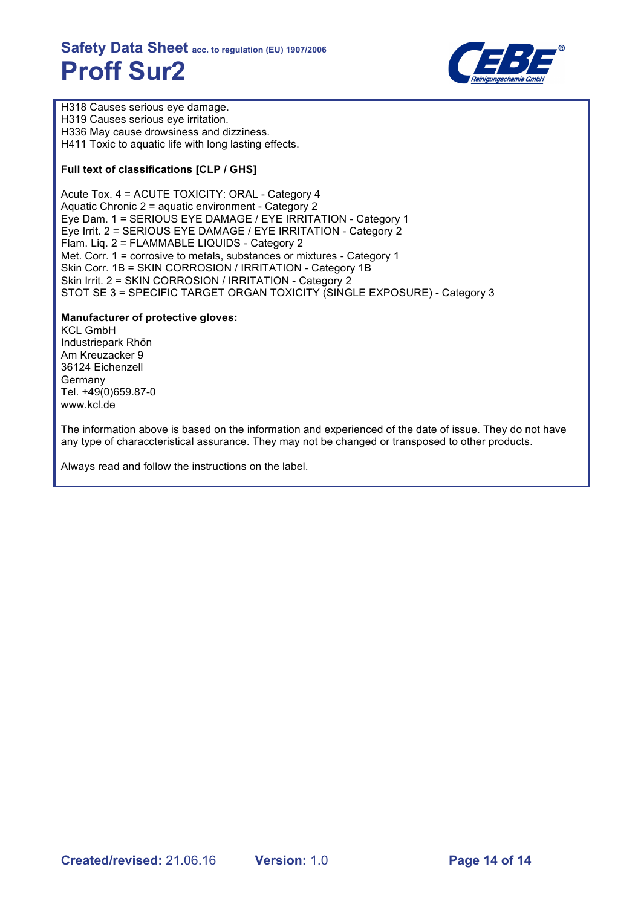H318 Causes serious eye damage.
H319 Causes serious eye irritation.
H336 May cause drowsiness and dizziness.
H411 Toxic to aquatic life with long lasting effects.

**Full text of classifications [CLP / GHS]**

Acute Tox. 4 = ACUTE TOXICITY: ORAL - Category 4
Aquatic Chronic 2 = aquatic environment - Category 2
Eye Dam. 1 = SERIOUS EYE DAMAGE / EYE IRRITATION - Category 1
Eye Irrit. 2 = SERIOUS EYE DAMAGE / EYE IRRITATION - Category 2
Flam. Liq. 2 = FLAMMABLE LIQUIDS - Category 2
Met. Corr. 1 = corrosive to metals, substances or mixtures - Category 1
Skin Corr. 1B = SKIN CORROSION / IRRITATION - Category 1B
Skin Irrit. 2 = SKIN CORROSION / IRRITATION - Category 2
STOT SE 3 = SPECIFIC TARGET ORGAN TOXICITY (SINGLE EXPOSURE) - Category 3

**Manufacturer of protective gloves:**
KCL GmbH
Industriepark Rhön
Am Kreuzacker 9
36124 Eichenzell
Germany
Tel. +49(0)659.87-0
www.kcl.de

The information above is based on the information and experienced of the date of issue. They do not have any type of characcteristical assurance. They may not be changed or transposed to other products.

Always read and follow the instructions on the label.